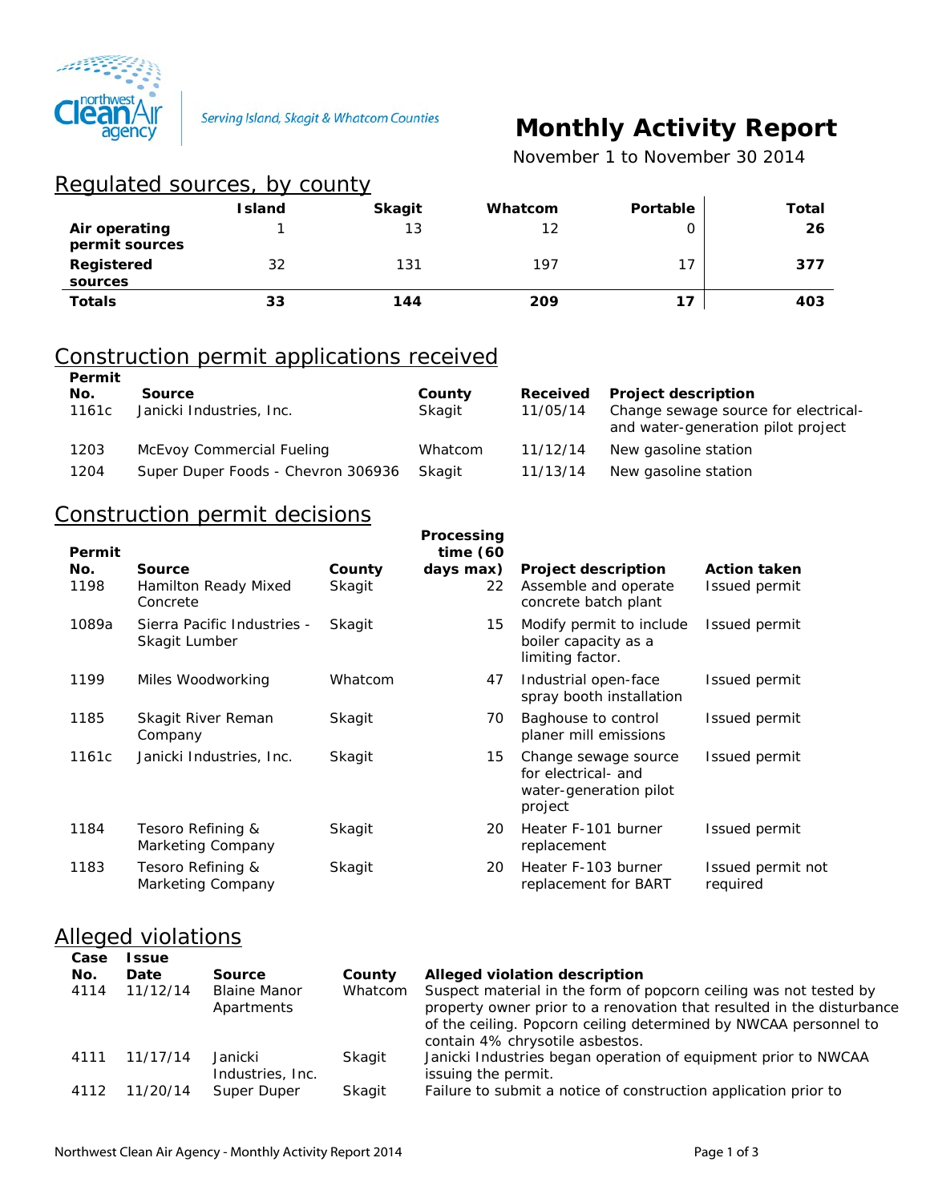Serving Island, Skagit & Whatcom Counties

# Monthly Activity Report

November 1 to November 30 2014

## Regulated sources, by county

| | Island | Skagit | Whatcom | Portable | Total |
|---|---|---|---|---|---|
| **Air operating permit sources** | 1 | 13 | 12 | 0 | **26** |
| **Registered sources** | 32 | 131 | 197 | 17 | **377** |
| **Totals** | **33** | **144** | **209** | **17** | **403** |

## Construction permit applications received

| Permit No. | Source | County | Received | Project description |
|---|---|---|---|---|
| 1161c | Janicki Industries, Inc. | Skagit | 11/05/14 | Change sewage source for electrical- and water-generation pilot project |
| 1203 | McEvoy Commercial Fueling | Whatcom | 11/12/14 | New gasoline station |
| 1204 | Super Duper Foods - Chevron 306936 | Skagit | 11/13/14 | New gasoline station |

## Construction permit decisions

| Permit No. | Source | County | Processing time (60 days max) | Project description | Action taken |
|---|---|---|---|---|---|
| 1198 | Hamilton Ready Mixed Concrete | Skagit | 22 | Assemble and operate concrete batch plant | Issued permit |
| 1089a | Sierra Pacific Industries - Skagit Lumber | Skagit | 15 | Modify permit to include boiler capacity as a limiting factor. | Issued permit |
| 1199 | Miles Woodworking | Whatcom | 47 | Industrial open-face spray booth installation | Issued permit |
| 1185 | Skagit River Reman Company | Skagit | 70 | Baghouse to control planer mill emissions | Issued permit |
| 1161c | Janicki Industries, Inc. | Skagit | 15 | Change sewage source for electrical- and water-generation pilot project | Issued permit |
| 1184 | Tesoro Refining & Marketing Company | Skagit | 20 | Heater F-101 burner replacement | Issued permit |
| 1183 | Tesoro Refining & Marketing Company | Skagit | 20 | Heater F-103 burner replacement for BART | Issued permit not required |

## Alleged violations

| Case No. | Issue Date | Source | County | Alleged violation description |
|---|---|---|---|---|
| 4114 | 11/12/14 | Blaine Manor Apartments | Whatcom | Suspect material in the form of popcorn ceiling was not tested by property owner prior to a renovation that resulted in the disturbance of the ceiling. Popcorn ceiling determined by NWCAA personnel to contain 4% chrysotile asbestos. |
| 4111 | 11/17/14 | Janicki Industries, Inc. | Skagit | Janicki Industries began operation of equipment prior to NWCAA issuing the permit. |
| 4112 | 11/20/14 | Super Duper | Skagit | Failure to submit a notice of construction application prior to |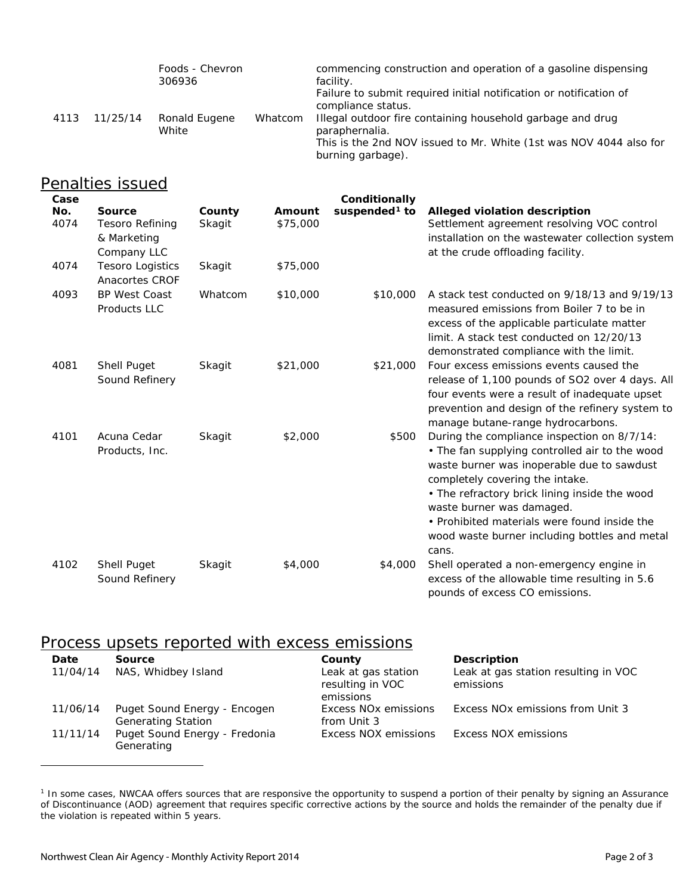| | | | | |
|---|---|---|---|---|
| | | Foods - Chevron 306936 | | commencing construction and operation of a gasoline dispensing facility. Failure to submit required initial notification or notification of compliance status. |
| 4113 | 11/25/14 | Ronald Eugene White | Whatcom | Illegal outdoor fire containing household garbage and drug paraphernalia. This is the 2nd NOV issued to Mr. White (1st was NOV 4044 also for burning garbage). |

## Penalties issued

| Case No. | Source | County | Amount | Conditionally suspended[1] to | Alleged violation description |
|---|---|---|---|---|---|
| 4074 | Tesoro Refining & Marketing Company LLC | Skagit | $75,000 | | Settlement agreement resolving VOC control installation on the wastewater collection system at the crude offloading facility. |
| 4074 | Tesoro Logistics Anacortes CROF | Skagit | $75,000 | | |
| 4093 | BP West Coast Products LLC | Whatcom | $10,000 | $10,000 | A stack test conducted on 9/18/13 and 9/19/13 measured emissions from Boiler 7 to be in excess of the applicable particulate matter limit. A stack test conducted on 12/20/13 demonstrated compliance with the limit. |
| 4081 | Shell Puget Sound Refinery | Skagit | $21,000 | $21,000 | Four excess emissions events caused the release of 1,100 pounds of SO2 over 4 days. All four events were a result of inadequate upset prevention and design of the refinery system to manage butane-range hydrocarbons. |
| 4101 | Acuna Cedar Products, Inc. | Skagit | $2,000 | $500 | During the compliance inspection on 8/7/14: • The fan supplying controlled air to the wood waste burner was inoperable due to sawdust completely covering the intake. • The refractory brick lining inside the wood waste burner was damaged. • Prohibited materials were found inside the wood waste burner including bottles and metal cans. |
| 4102 | Shell Puget Sound Refinery | Skagit | $4,000 | $4,000 | Shell operated a non-emergency engine in excess of the allowable time resulting in 5.6 pounds of excess CO emissions. |

## Process upsets reported with excess emissions

| Date | Source | County | Description |
|---|---|---|---|
| 11/04/14 | NAS, Whidbey Island | Leak at gas station resulting in VOC emissions | Leak at gas station resulting in VOC emissions |
| 11/06/14 | Puget Sound Energy - Encogen Generating Station | Excess NOx emissions from Unit 3 | Excess NOx emissions from Unit 3 |
| 11/11/14 | Puget Sound Energy - Fredonia Generating | Excess NOX emissions | Excess NOX emissions |

---

[1] In some cases, NWCAA offers sources that are responsive the opportunity to suspend a portion of their penalty by signing an Assurance of Discontinuance (AOD) agreement that requires specific corrective actions by the source and holds the remainder of the penalty due if the violation is repeated within 5 years.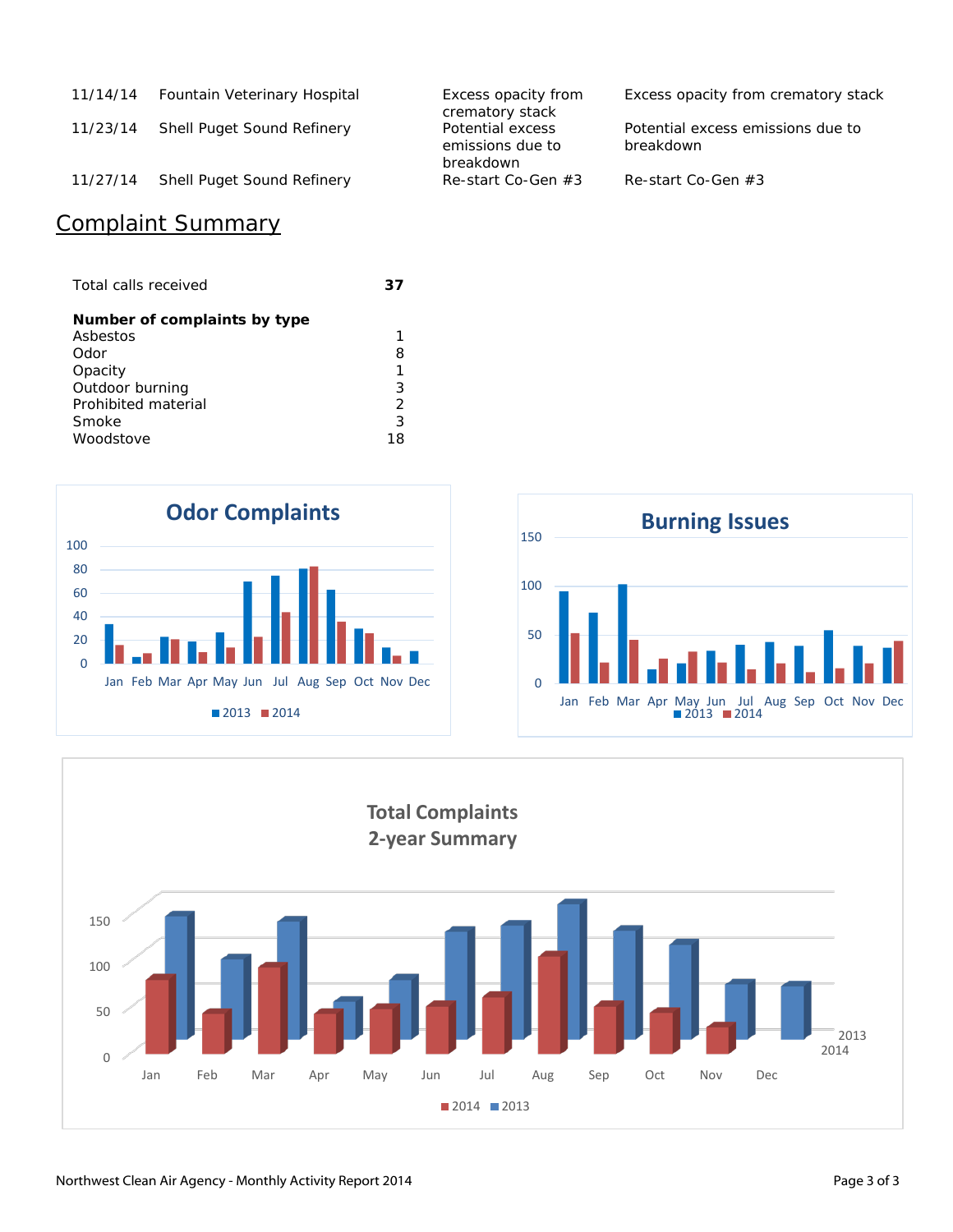| | | | |
|---|---|---|---|
| 11/14/14 | Fountain Veterinary Hospital | Excess opacity from crematory stack | Excess opacity from crematory stack |
| 11/23/14 | Shell Puget Sound Refinery | Potential excess emissions due to breakdown | Potential excess emissions due to breakdown |
| 11/27/14 | Shell Puget Sound Refinery | Re-start Co-Gen #3 | Re-start Co-Gen #3 |

## Complaint Summary

| | |
|---|---|
| Total calls received | **37** |
| **Number of complaints by type** | |
| Asbestos | 1 |
| Odor | 8 |
| Opacity | 1 |
| Outdoor burning | 3 |
| Prohibited material | 2 |
| Smoke | 3 |
| Woodstove | 18 |

**Odor Complaints**

100
80
60
40
20
0

Jan Feb Mar Apr May Jun Jul Aug Sep Oct Nov Dec

2013 2014

**Burning Issues**

150
100
50
0

Jan Feb Mar Apr May Jun Jul Aug Sep Oct Nov Dec

2013 2014

**Total Complaints**
**2-year Summary**

150
100
50
0

Jan Feb Mar Apr May Jun Jul Aug Sep Oct Nov Dec

2013
2014

2014 2013